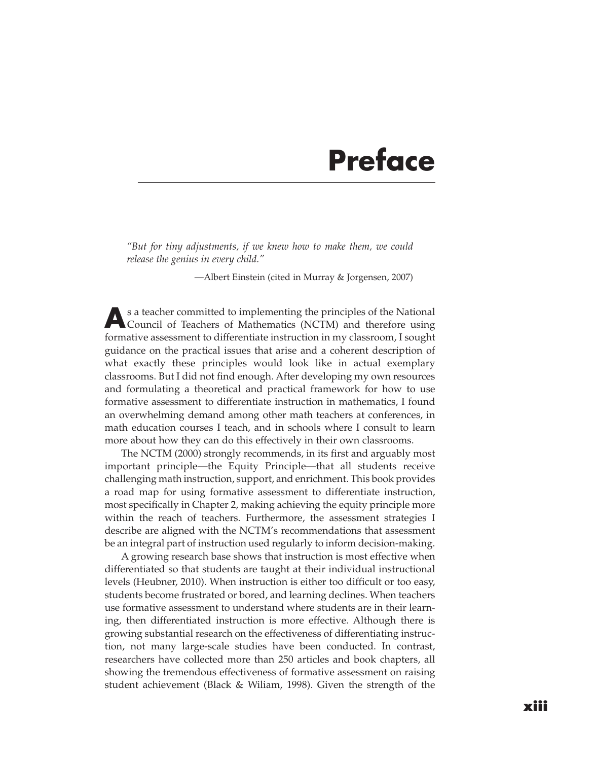# Preface

*"But for tiny adjustments, if we knew how to make them, we could release the genius in every child."*

—Albert Einstein (cited in Murray & Jorgensen, 2007)

As a teacher committed to implementing the principles of the National Council of Teachers of Mathematics (NCTM) and therefore using formative assessment to differentiate instruction in my classroom, I sought guidance on the practical issues that arise and a coherent description of what exactly these principles would look like in actual exemplary classrooms. But I did not find enough. After developing my own resources and formulating a theoretical and practical framework for how to use formative assessment to differentiate instruction in mathematics, I found an overwhelming demand among other math teachers at conferences, in math education courses I teach, and in schools where I consult to learn more about how they can do this effectively in their own classrooms.

The NCTM (2000) strongly recommends, in its first and arguably most important principle—the Equity Principle—that all students receive challenging math instruction, support, and enrichment. This book provides a road map for using formative assessment to differentiate instruction, most specifically in Chapter 2, making achieving the equity principle more within the reach of teachers. Furthermore, the assessment strategies I describe are aligned with the NCTM's recommendations that assessment be an integral part of instruction used regularly to inform decision-making.

A growing research base shows that instruction is most effective when differentiated so that students are taught at their individual instructional levels (Heubner, 2010). When instruction is either too difficult or too easy, students become frustrated or bored, and learning declines. When teachers use formative assessment to understand where students are in their learning, then differentiated instruction is more effective. Although there is growing substantial research on the effectiveness of differentiating instruction, not many large-scale studies have been conducted. In contrast, researchers have collected more than 250 articles and book chapters, all showing the tremendous effectiveness of formative assessment on raising student achievement (Black & Wiliam, 1998). Given the strength of the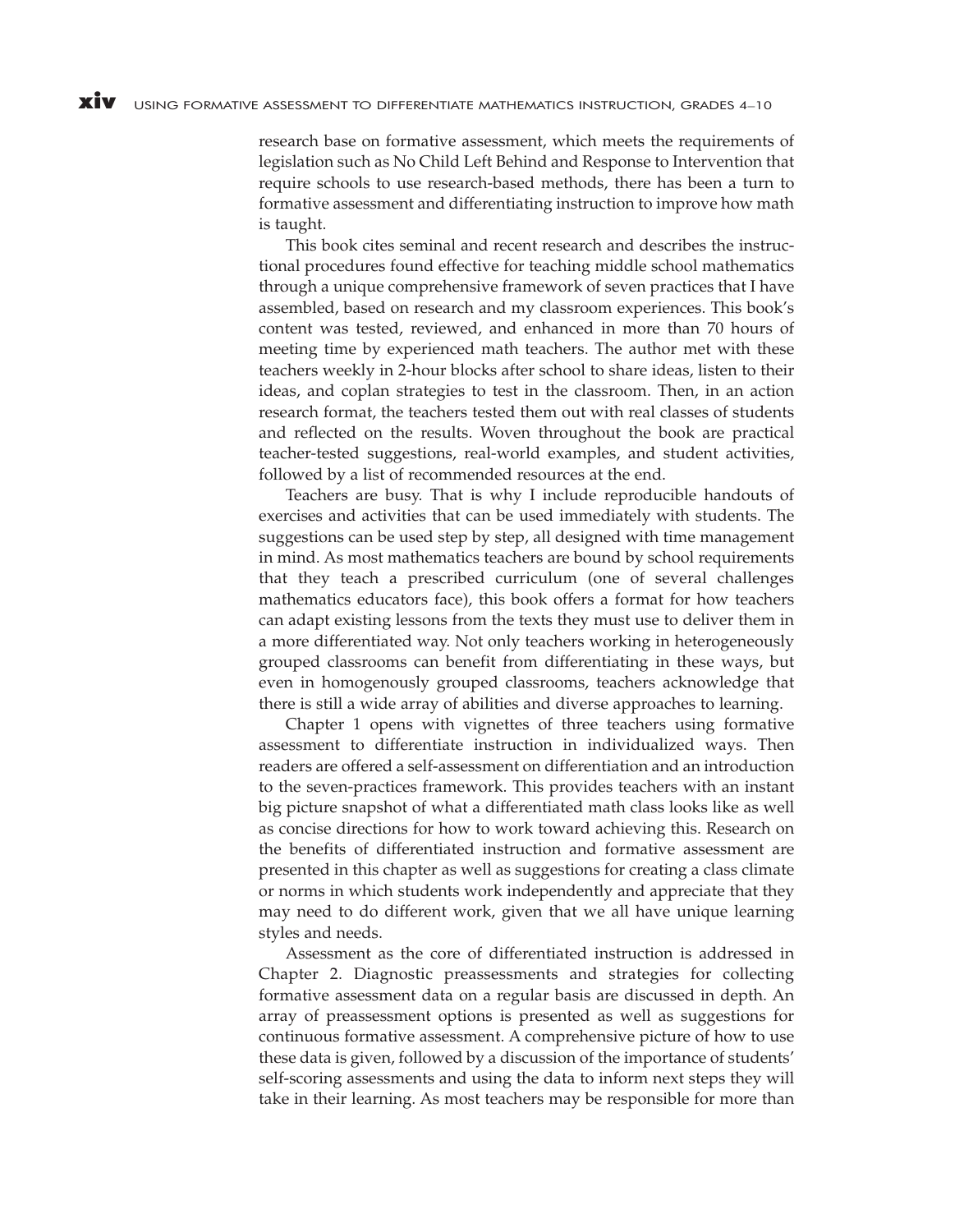research base on formative assessment, which meets the requirements of legislation such as No Child Left Behind and Response to Intervention that require schools to use research-based methods, there has been a turn to formative assessment and differentiating instruction to improve how math is taught.

This book cites seminal and recent research and describes the instructional procedures found effective for teaching middle school mathematics through a unique comprehensive framework of seven practices that I have assembled, based on research and my classroom experiences. This book's content was tested, reviewed, and enhanced in more than 70 hours of meeting time by experienced math teachers. The author met with these teachers weekly in 2-hour blocks after school to share ideas, listen to their ideas, and coplan strategies to test in the classroom. Then, in an action research format, the teachers tested them out with real classes of students and reflected on the results. Woven throughout the book are practical teacher-tested suggestions, real-world examples, and student activities, followed by a list of recommended resources at the end.

Teachers are busy. That is why I include reproducible handouts of exercises and activities that can be used immediately with students. The suggestions can be used step by step, all designed with time management in mind. As most mathematics teachers are bound by school requirements that they teach a prescribed curriculum (one of several challenges mathematics educators face), this book offers a format for how teachers can adapt existing lessons from the texts they must use to deliver them in a more differentiated way. Not only teachers working in heterogeneously grouped classrooms can benefit from differentiating in these ways, but even in homogenously grouped classrooms, teachers acknowledge that there is still a wide array of abilities and diverse approaches to learning.

Chapter 1 opens with vignettes of three teachers using formative assessment to differentiate instruction in individualized ways. Then readers are offered a self-assessment on differentiation and an introduction to the seven-practices framework. This provides teachers with an instant big picture snapshot of what a differentiated math class looks like as well as concise directions for how to work toward achieving this. Research on the benefits of differentiated instruction and formative assessment are presented in this chapter as well as suggestions for creating a class climate or norms in which students work independently and appreciate that they may need to do different work, given that we all have unique learning styles and needs.

Assessment as the core of differentiated instruction is addressed in Chapter 2. Diagnostic preassessments and strategies for collecting formative assessment data on a regular basis are discussed in depth. An array of preassessment options is presented as well as suggestions for continuous formative assessment. A comprehensive picture of how to use these data is given, followed by a discussion of the importance of students' self-scoring assessments and using the data to inform next steps they will take in their learning. As most teachers may be responsible for more than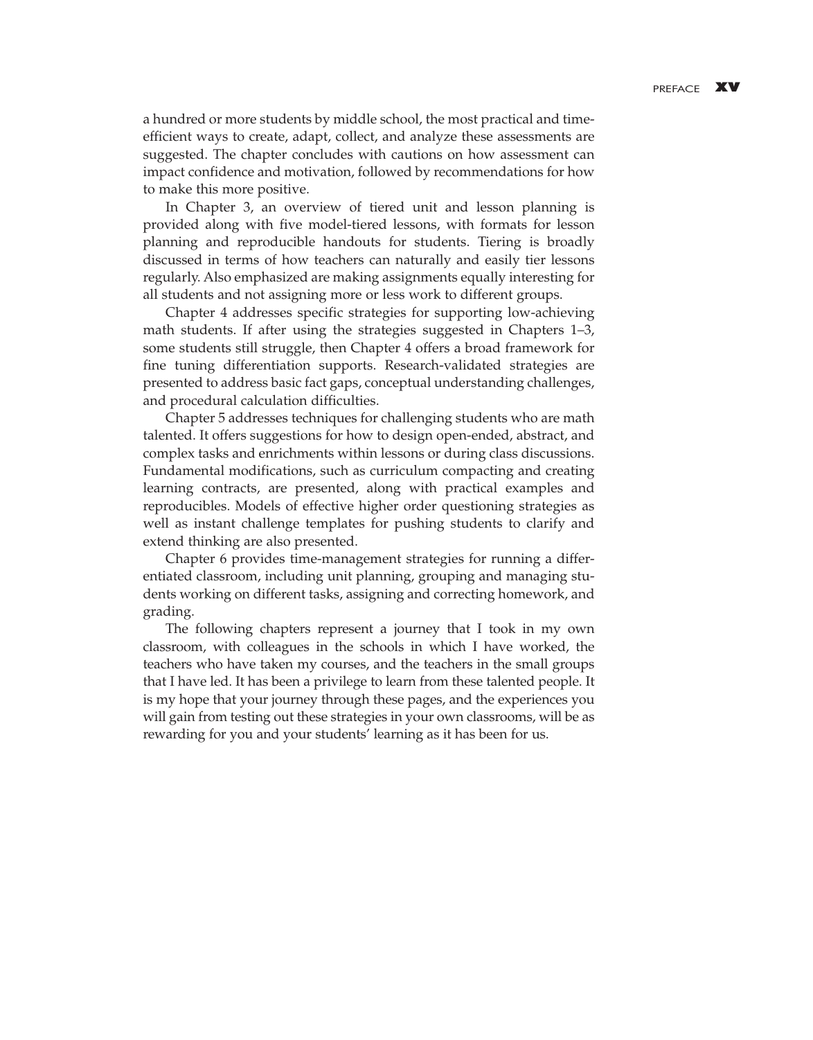a hundred or more students by middle school, the most practical and time-efficient ways to create, adapt, collect, and analyze these assessments are suggested. The chapter concludes with cautions on how assessment can impact confidence and motivation, followed by recommendations for how to make this more positive.

In Chapter 3, an overview of tiered unit and lesson planning is provided along with five model-tiered lessons, with formats for lesson planning and reproducible handouts for students. Tiering is broadly discussed in terms of how teachers can naturally and easily tier lessons regularly. Also emphasized are making assignments equally interesting for all students and not assigning more or less work to different groups.

Chapter 4 addresses specific strategies for supporting low-achieving math students. If after using the strategies suggested in Chapters 1–3, some students still struggle, then Chapter 4 offers a broad framework for fine tuning differentiation supports. Research-validated strategies are presented to address basic fact gaps, conceptual understanding challenges, and procedural calculation difficulties.

Chapter 5 addresses techniques for challenging students who are math talented. It offers suggestions for how to design open-ended, abstract, and complex tasks and enrichments within lessons or during class discussions. Fundamental modifications, such as curriculum compacting and creating learning contracts, are presented, along with practical examples and reproducibles. Models of effective higher order questioning strategies as well as instant challenge templates for pushing students to clarify and extend thinking are also presented.

Chapter 6 provides time-management strategies for running a differentiated classroom, including unit planning, grouping and managing students working on different tasks, assigning and correcting homework, and grading.

The following chapters represent a journey that I took in my own classroom, with colleagues in the schools in which I have worked, the teachers who have taken my courses, and the teachers in the small groups that I have led. It has been a privilege to learn from these talented people. It is my hope that your journey through these pages, and the experiences you will gain from testing out these strategies in your own classrooms, will be as rewarding for you and your students' learning as it has been for us.